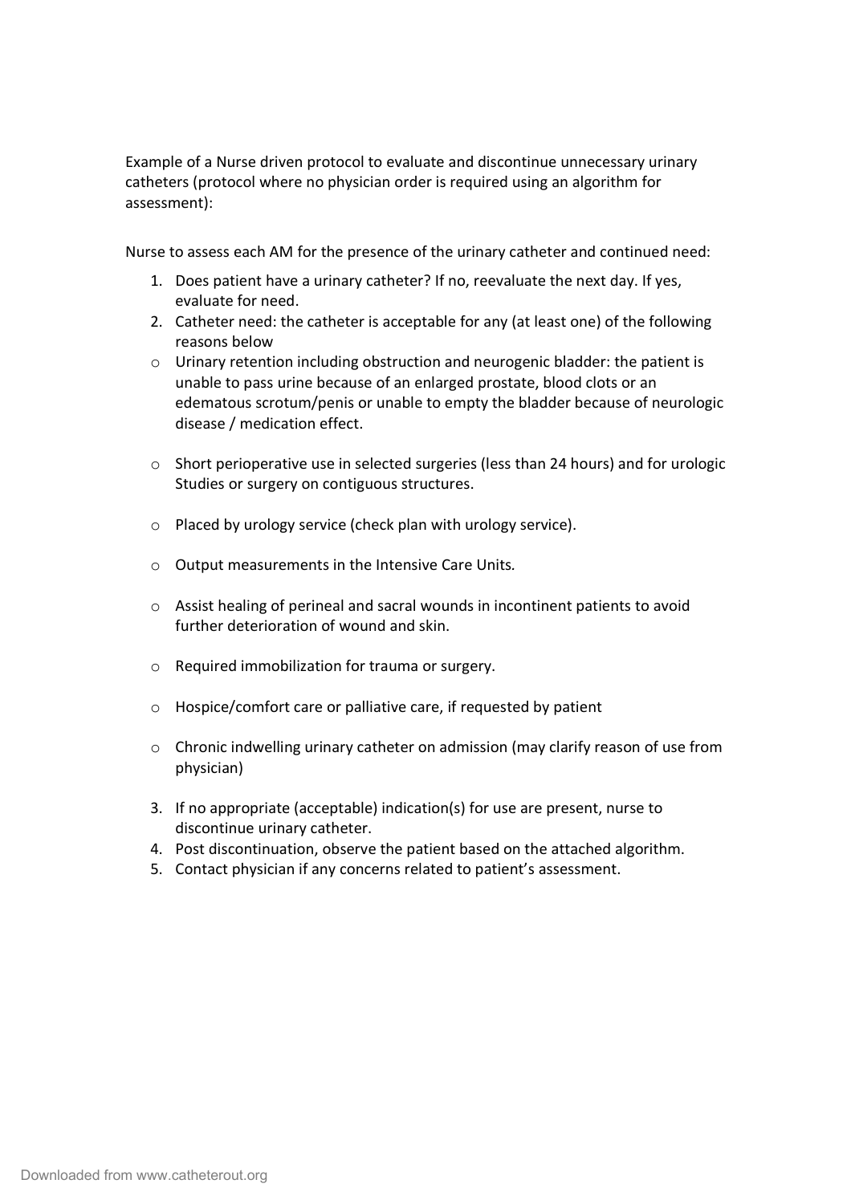Example of a Nurse driven protocol to evaluate and discontinue unnecessary urinary catheters (protocol where no physician order is required using an algorithm for assessment):

Nurse to assess each AM for the presence of the urinary catheter and continued need:

1. Does patient have a urinary catheter? If no, reevaluate the next day. If yes, evaluate for need.
2. Catheter need: the catheter is acceptable for any (at least one) of the following reasons below
   - Urinary retention including obstruction and neurogenic bladder: the patient is unable to pass urine because of an enlarged prostate, blood clots or an edematous scrotum/penis or unable to empty the bladder because of neurologic disease / medication effect.
   - Short perioperative use in selected surgeries (less than 24 hours) and for urologic Studies or surgery on contiguous structures.
   - Placed by urology service (check plan with urology service).
   - Output measurements in the Intensive Care Units.
   - Assist healing of perineal and sacral wounds in incontinent patients to avoid further deterioration of wound and skin.
   - Required immobilization for trauma or surgery.
   - Hospice/comfort care or palliative care, if requested by patient
   - Chronic indwelling urinary catheter on admission (may clarify reason of use from physician)
3. If no appropriate (acceptable) indication(s) for use are present, nurse to discontinue urinary catheter.
4. Post discontinuation, observe the patient based on the attached algorithm.
5. Contact physician if any concerns related to patient's assessment.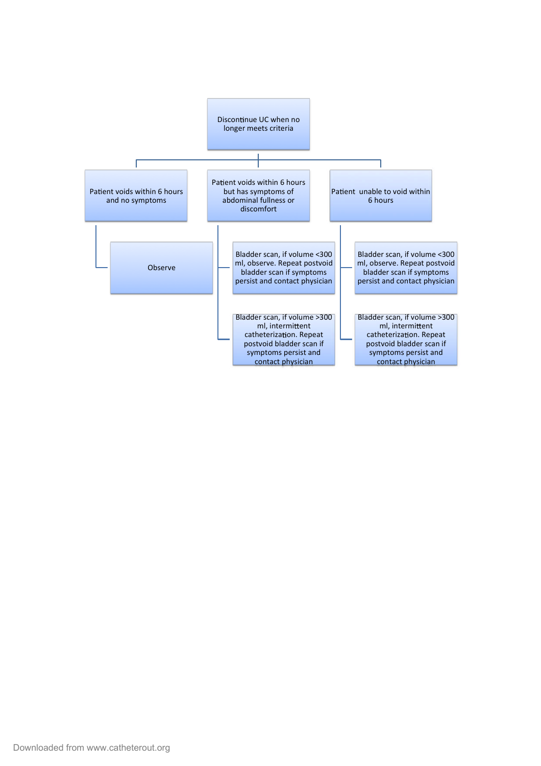Discontinue UC when no longer meets criteria

- Patient voids within 6 hours and no symptoms
  - Observe
- Patient voids within 6 hours but has symptoms of abdominal fullness or discomfort
  - Bladder scan, if volume <300 ml, observe. Repeat postvoid bladder scan if symptoms persist and contact physician
  - Bladder scan, if volume >300 ml, intermittent catheterization. Repeat postvoid bladder scan if symptoms persist and contact physician
- Patient unable to void within 6 hours
  - Bladder scan, if volume <300 ml, observe. Repeat postvoid bladder scan if symptoms persist and contact physician
  - Bladder scan, if volume >300 ml, intermittent catheterization. Repeat postvoid bladder scan if symptoms persist and contact physician